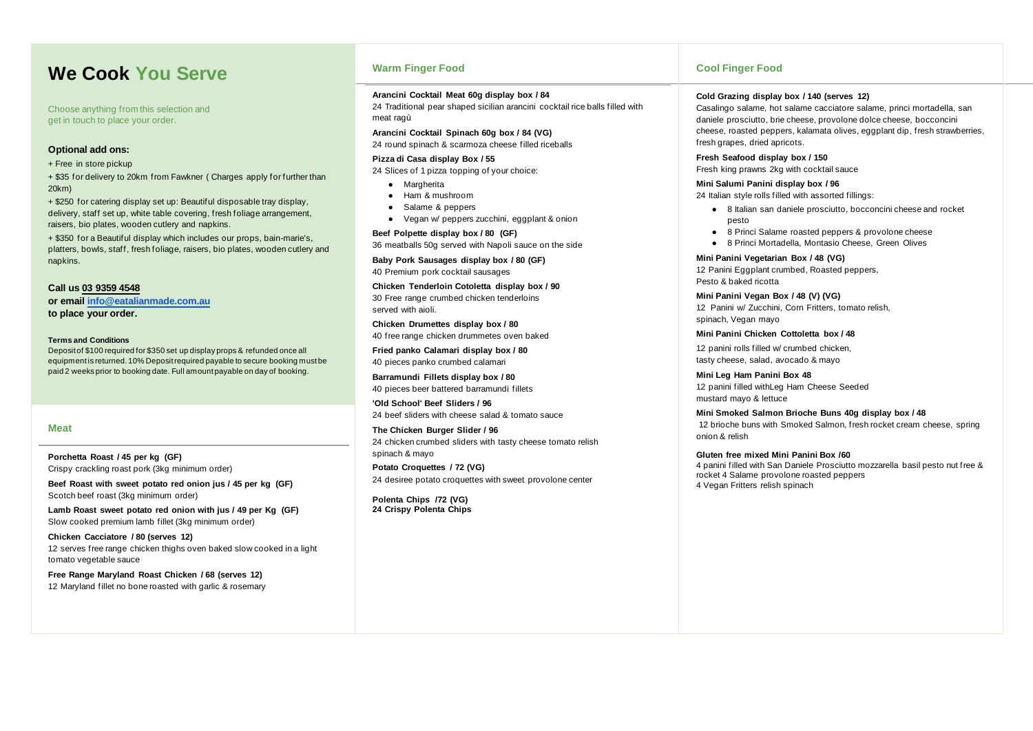# We Cook You Serve

Choose anything from this selection and get in touch to place your order.

### Optional add ons:

+ Free in store pickup

+ $35 for delivery to 20km from Fawkner ( Charges apply for further than 20km)

+ $250 for catering display set up: Beautiful disposable tray display, delivery, staff set up, white table covering, fresh foliage arrangement, raisers, bio plates, wooden cutlery and napkins.

+ $350 for a Beautiful display which includes our props, bain-marie's, platters, bowls, staff, fresh foliage, raisers, bio plates, wooden cutlery and napkins.

**Call us 03 9359 4548**
**or email info@eatalianmade.com.au**
**to place your order.**

**Terms and Conditions**
Deposit of $100 required for $350 set up display props & refunded once all equipment is returned. 10% Deposit required payable to secure booking must be paid 2 weeks prior to booking date. Full amount payable on day of booking.

## Meat

**Porchetta Roast / 45 per kg (GF)**
Crispy crackling roast pork (3kg minimum order)

**Beef Roast with sweet potato red onion jus / 45 per kg (GF)**
Scotch beef roast (3kg minimum order)

**Lamb Roast sweet potato red onion with jus / 49 per Kg (GF)**
Slow cooked premium lamb fillet (3kg minimum order)

**Chicken Cacciatore / 80 (serves 12)**
12 serves free range chicken thighs oven baked slow cooked in a light tomato vegetable sauce

**Free Range Maryland Roast Chicken / 68 (serves 12)**
12 Maryland fillet no bone roasted with garlic & rosemary

## Warm Finger Food

**Arancini Cocktail Meat 60g display box / 84**
24 Traditional pear shaped sicilian arancini cocktail rice balls filled with meat ragù

**Arancini Cocktail Spinach 60g box / 84 (VG)**
24 round spinach & scarmoza cheese filled riceballs

**Pizza di Casa display Box / 55**
24 Slices of 1 pizza topping of your choice:

- Margherita
- Ham & mushroom
- Salame & peppers
- Vegan w/ peppers zucchini, eggplant & onion

**Beef Polpette display box / 80 (GF)**
36 meatballs 50g served with Napoli sauce on the side

**Baby Pork Sausages display box / 80 (GF)**
40 Premium pork cocktail sausages

**Chicken Tenderloin Cotoletta display box / 90**
30 Free range crumbed chicken tenderloins served with aioli.

**Chicken Drumettes display box / 80**
40 free range chicken drummetes oven baked

**Fried panko Calamari display box / 80**
40 pieces panko crumbed calamari

**Barramundi Fillets display box / 80**
40 pieces beer battered barramundi fillets

**'Old School' Beef Sliders / 96**
24 beef sliders with cheese salad & tomato sauce

**The Chicken Burger Slider / 96**
24 chicken crumbed sliders with tasty cheese tomato relish spinach & mayo

**Potato Croquettes / 72 (VG)**
24 desiree potato croquettes with sweet provolone center

**Polenta Chips /72 (VG)**
**24 Crispy Polenta Chips**

## Cool Finger Food

**Cold Grazing display box / 140 (serves 12)**
Casalingo salame, hot salame cacciatore salame, princi mortadella, san daniele prosciutto, brie cheese, provolone dolce cheese, bocconcini cheese, roasted peppers, kalamata olives, eggplant dip, fresh strawberries, fresh grapes, dried apricots.

**Fresh Seafood display box / 150**
Fresh king prawns 2kg with cocktail sauce

**Mini Salumi Panini display box / 96**
24 Italian style rolls filled with assorted fillings:

- 8 Italian san daniele prosciutto, bocconcini cheese and rocket pesto
- 8 Princi Salame roasted peppers & provolone cheese
- 8 Princi Mortadella, Montasio Cheese, Green Olives

**Mini Panini Vegetarian Box / 48 (VG)**
12 Panini Eggplant crumbed, Roasted peppers, Pesto & baked ricotta

**Mini Panini Vegan Box / 48 (V) (VG)**
12 Panini w/ Zucchini, Corn Fritters, tomato relish, spinach, Vegan mayo

**Mini Panini Chicken Cottoletta box / 48**
12 panini rolls filled w/ crumbed chicken, tasty cheese, salad, avocado & mayo

**Mini Leg Ham Panini Box 48**
12 panini filled withLeg Ham Cheese Seeded mustard mayo & lettuce

**Mini Smoked Salmon Brioche Buns 40g display box / 48**
12 brioche buns with Smoked Salmon, fresh rocket cream cheese, spring onion & relish

**Gluten free mixed Mini Panini Box /60**
4 panini filled with San Daniele Prosciutto mozzarella basil pesto nut free & rocket 4 Salame provolone roasted peppers
4 Vegan Fritters relish spinach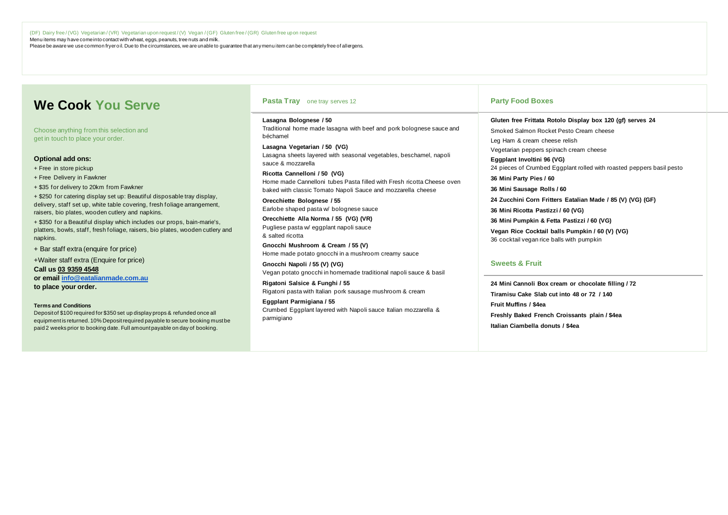(DF) Dairy free / (VG) Vegetarian / (VR) Vegetarian upon request / (V) Vegan / (GF) Gluten free / (GR) Gluten free upon request
Menu items may have come into contact with wheat, eggs, peanuts, tree nuts and milk.
Please be aware we use common fryer oil. Due to the circumstances, we are unable to guarantee that any menu item can be completely free of allergens.

# We Cook You Serve

Choose anything from this selection and get in touch to place your order.

**Optional add ons:**

+ Free in store pickup
+ Free Delivery in Fawkner
+ $35 for delivery to 20km from Fawkner
+ $250 for catering display set up: Beautiful disposable tray display, delivery, staff set up, white table covering, fresh foliage arrangement, raisers, bio plates, wooden cutlery and napkins.
+ $350 for a Beautiful display which includes our props, bain-marie's, platters, bowls, staff, fresh foliage, raisers, bio plates, wooden cutlery and napkins.
+ Bar staff extra (enquire for price)
+Waiter staff extra (Enquire for price)

**Call us 03 9359 4548**
**or email info@eatalianmade.com.au**
**to place your order.**

**Terms and Conditions**
Deposit of $100 required for $350 set up display props & refunded once all equipment is returned. 10% Deposit required payable to secure booking must be paid 2 weeks prior to booking date. Full amount payable on day of booking.

## Pasta Tray one tray serves 12

**Lasagna Bolognese / 50**
Traditional home made lasagna with beef and pork bolognese sauce and béchamel

**Lasagna Vegetarian / 50 (VG)**
Lasagna sheets layered with seasonal vegetables, beschamel, napoli sauce & mozzarella

**Ricotta Cannelloni / 50 (VG)**
Home made Cannelloni tubes Pasta filled with Fresh ricotta Cheese oven baked with classic Tomato Napoli Sauce and mozzarella cheese

**Orecchiette Bolognese / 55**
Earlobe shaped pasta w/ bolognese sauce

**Orecchiette Alla Norma / 55 (VG) (VR)**
Pugliese pasta w/ eggplant napoli sauce
& salted ricotta

**Gnocchi Mushroom & Cream / 55 (V)**
Home made potato gnocchi in a mushroom creamy sauce

**Gnocchi Napoli / 55 (V) (VG)**
Vegan potato gnocchi in homemade traditional napoli sauce & basil

**Rigatoni Salsice & Funghi / 55**
Rigatoni pasta with Italian pork sausage mushroom & cream

**Eggplant Parmigiana / 55**
Crumbed Eggplant layered with Napoli sauce Italian mozzarella & parmigiano

## Party Food Boxes

**Gluten free Frittata Rotolo Display box 120 (gf) serves 24**
Smoked Salmon Rocket Pesto Cream cheese
Leg Ham & cream cheese relish
Vegetarian peppers spinach cream cheese

**Eggplant Involtini 96 (VG)**
24 pieces of Crumbed Eggplant rolled with roasted peppers basil pesto

**36 Mini Party Pies / 60**

**36 Mini Sausage Rolls / 60**

**24 Zucchini Corn Fritters Eatalian Made / 85 (V) (VG) (GF)**

**36 Mini Ricotta Pastizzi / 60 (VG)**

**36 Mini Pumpkin & Fetta Pastizzi / 60 (VG)**

**Vegan Rice Cocktail balls Pumpkin / 60 (V) (VG)**
36 cocktail vegan rice balls with pumpkin

## Sweets & Fruit

**24 Mini Cannoli Box cream or chocolate filling / 72**

**Tiramisu Cake Slab cut into 48 or 72 / 140**

**Fruit Muffins / $4ea**

**Freshly Baked French Croissants plain / $4ea**

**Italian Ciambella donuts / $4ea**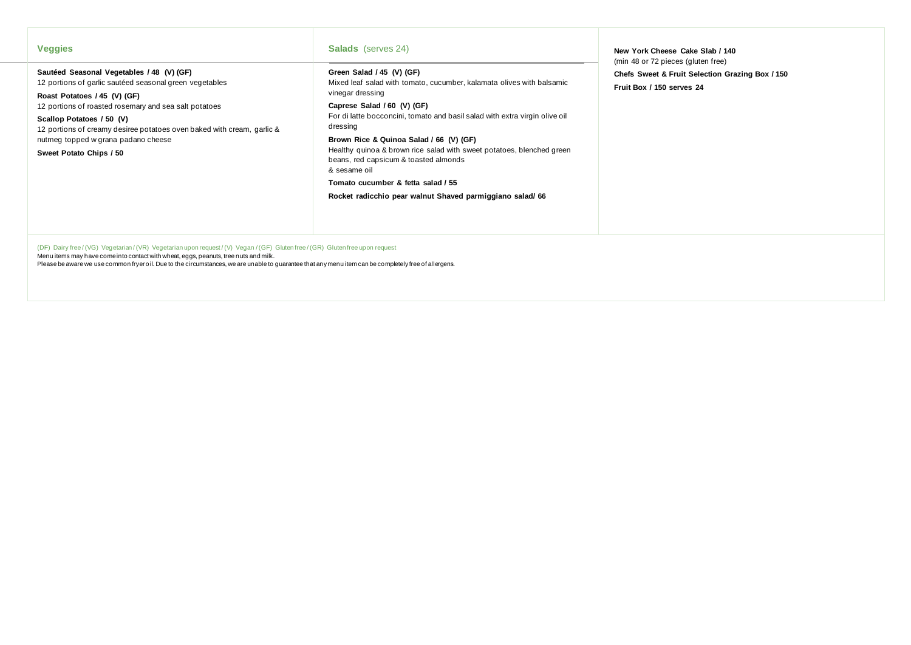## Veggies

**Sautéed Seasonal Vegetables / 48 (V) (GF)**
12 portions of garlic sautéed seasonal green vegetables

**Roast Potatoes / 45 (V) (GF)**
12 portions of roasted rosemary and sea salt potatoes

**Scallop Potatoes / 50 (V)**
12 portions of creamy desiree potatoes oven baked with cream, garlic & nutmeg topped w grana padano cheese

**Sweet Potato Chips / 50**

## Salads (serves 24)

**Green Salad / 45 (V) (GF)**
Mixed leaf salad with tomato, cucumber, kalamata olives with balsamic vinegar dressing

**Caprese Salad / 60 (V) (GF)**
For di latte bocconcini, tomato and basil salad with extra virgin olive oil dressing

**Brown Rice & Quinoa Salad / 66 (V) (GF)**
Healthy quinoa & brown rice salad with sweet potatoes, blenched green beans, red capsicum & toasted almonds
& sesame oil

**Tomato cucumber & fetta salad / 55**

**Rocket radicchio pear walnut Shaved parmiggiano salad/ 66**

**New York Cheese Cake Slab / 140**
(min 48 or 72 pieces (gluten free)

**Chefs Sweet & Fruit Selection Grazing Box / 150**

**Fruit Box / 150 serves 24**

(DF) Dairy free / (VG) Vegetarian / (VR) Vegetarian upon request / (V) Vegan / (GF) Gluten free / (GR) Gluten free upon request
Menu items may have come into contact with wheat, eggs, peanuts, tree nuts and milk.
Please be aware we use common fryer oil. Due to the circumstances, we are unable to guarantee that any menu item can be completely free of allergens.